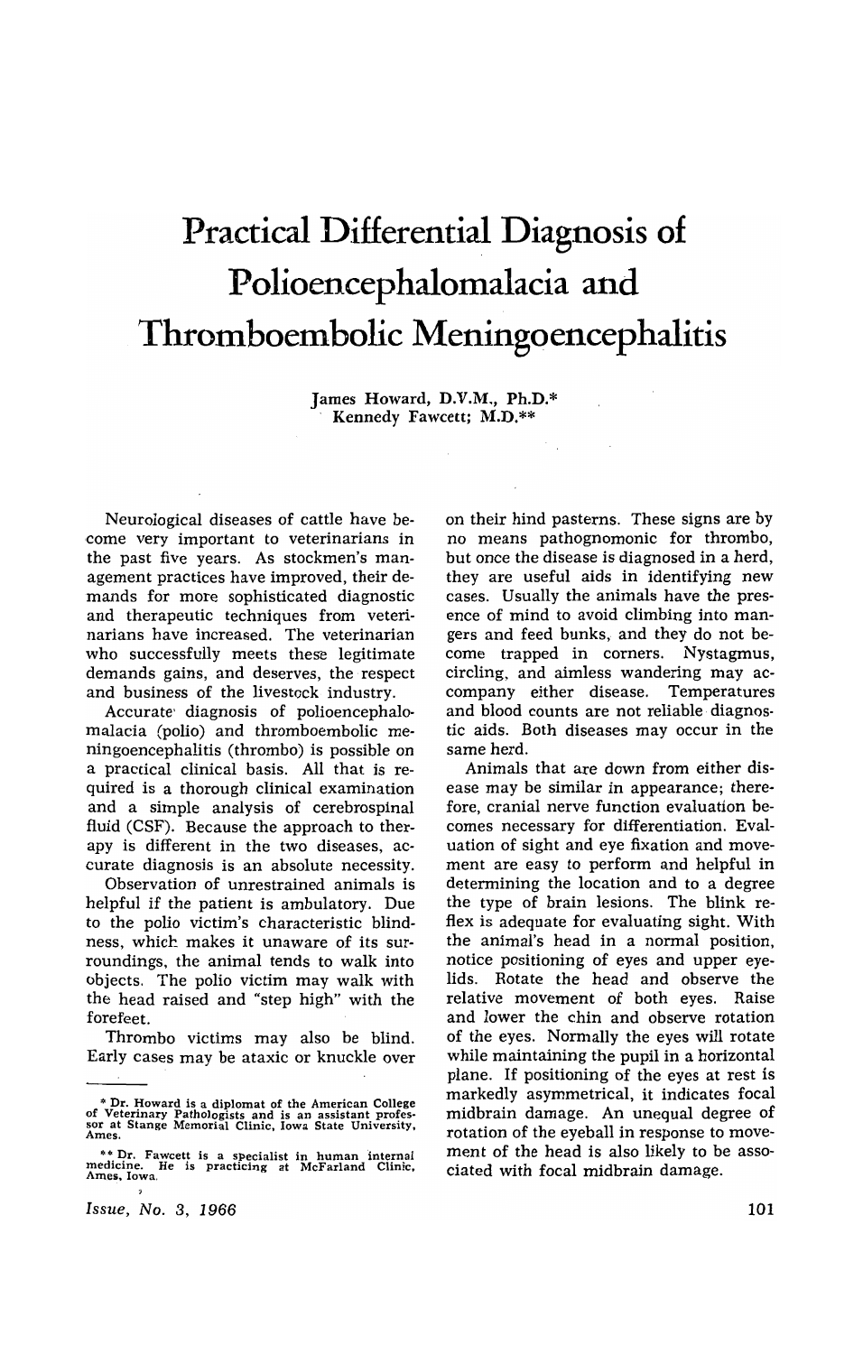# Practical Differential Diagnosis of Polioencephalomalacia and Thromboembolic Meningoencephalitis

James Howard, D.V.M., Ph.D.*
Kennedy Fawcett; M.D.**

Neurological diseases of cattle have become very important to veterinarians in the past five years. As stockmen's management practices have improved, their demands for more sophisticated diagnostic and therapeutic techniques from veterinarians have increased. The veterinarian who successfully meets these legitimate demands gains, and deserves, the respect and business of the livestock industry.

Accurate diagnosis of polioencephalomalacia (polio) and thromboembolic meningoencephalitis (thrombo) is possible on a practical clinical basis. All that is required is a thorough clinical examination and a simple analysis of cerebrospinal fluid (CSF). Because the approach to therapy is different in the two diseases, accurate diagnosis is an absolute necessity.

Observation of unrestrained animals is helpful if the patient is ambulatory. Due to the polio victim's characteristic blindness, which makes it unaware of its surroundings, the animal tends to walk into objects. The polio victim may walk with the head raised and "step high" with the forefeet.

Thrombo victims may also be blind. Early cases may be ataxic or knuckle over on their hind pasterns. These signs are by no means pathognomonic for thrombo, but once the disease is diagnosed in a herd, they are useful aids in identifying new cases. Usually the animals have the presence of mind to avoid climbing into mangers and feed bunks, and they do not become trapped in corners. Nystagmus, circling, and aimless wandering may accompany either disease. Temperatures and blood counts are not reliable diagnostic aids. Both diseases may occur in the same herd.

Animals that are down from either disease may be similar in appearance; therefore, cranial nerve function evaluation becomes necessary for differentiation. Evaluation of sight and eye fixation and movement are easy to perform and helpful in determining the location and to a degree the type of brain lesions. The blink reflex is adequate for evaluating sight. With the animal's head in a normal position, notice positioning of eyes and upper eyelids. Rotate the head and observe the relative movement of both eyes. Raise and lower the chin and observe rotation of the eyes. Normally the eyes will rotate while maintaining the pupil in a horizontal plane. If positioning of the eyes at rest is markedly asymmetrical, it indicates focal midbrain damage. An unequal degree of rotation of the eyeball in response to movement of the head is also likely to be associated with focal midbrain damage.

---

\* Dr. Howard is a diplomat of the American College of Veterinary Pathologists and is an assistant professor at Stange Memorial Clinic, Iowa State University, Ames.

\*\* Dr. Fawcett is a specialist in human internal medicine. He is practicing at McFarland Clinic, Ames, Iowa.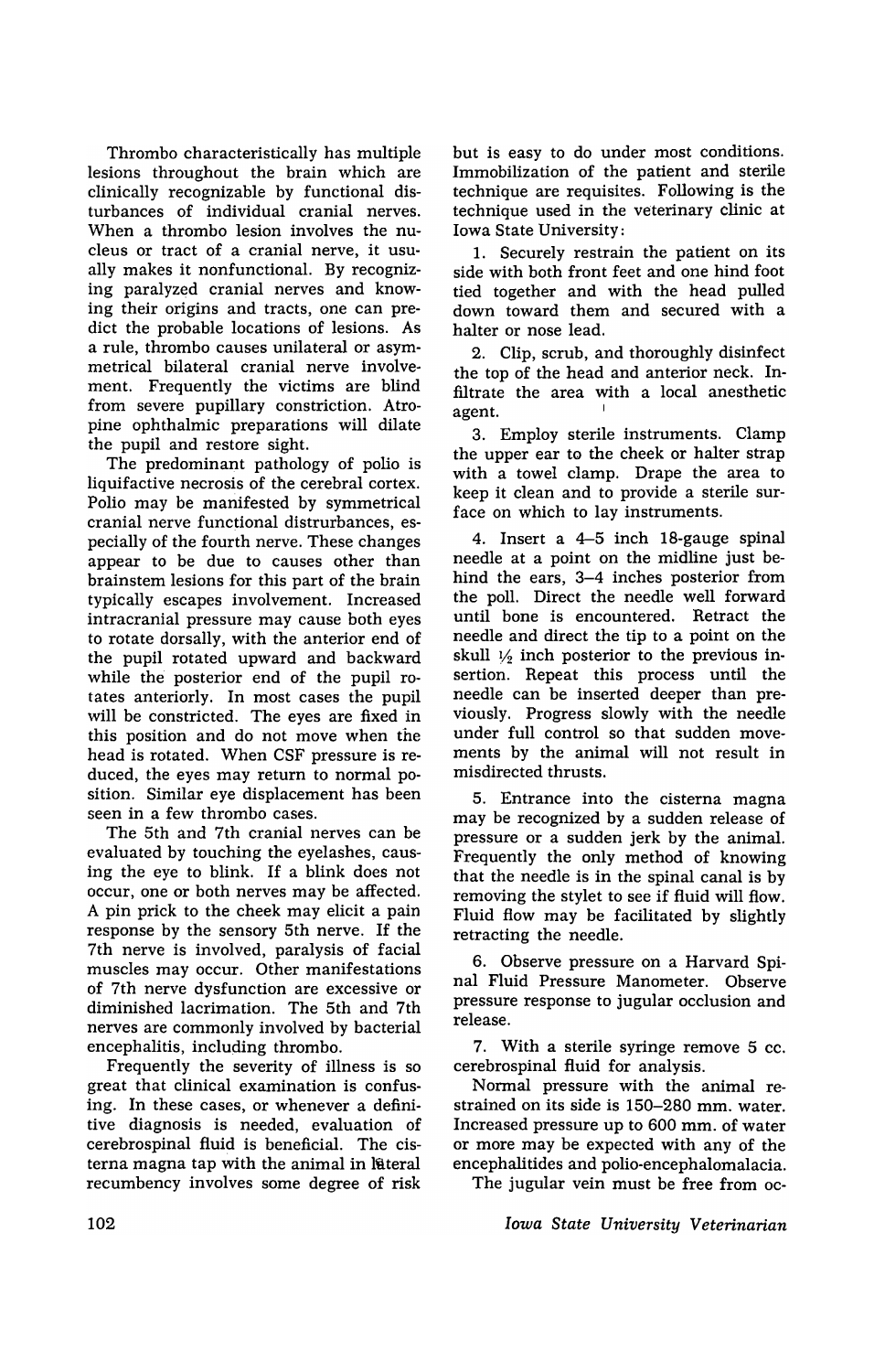Thrombo characteristically has multiple lesions throughout the brain which are clinically recognizable by functional disturbances of individual cranial nerves. When a thrombo lesion involves the nucleus or tract of a cranial nerve, it usually makes it nonfunctional. By recognizing paralyzed cranial nerves and knowing their origins and tracts, one can predict the probable locations of lesions. As a rule, thrombo causes unilateral or asymmetrical bilateral cranial nerve involvement. Frequently the victims are blind from severe pupillary constriction. Atropine ophthalmic preparations will dilate the pupil and restore sight.

The predominant pathology of polio is liquifactive necrosis of the cerebral cortex. Polio may be manifested by symmetrical cranial nerve functional distrurbances, especially of the fourth nerve. These changes appear to be due to causes other than brainstem lesions for this part of the brain typically escapes involvement. Increased intracranial pressure may cause both eyes to rotate dorsally, with the anterior end of the pupil rotated upward and backward while the posterior end of the pupil rotates anteriorly. In most cases the pupil will be constricted. The eyes are fixed in this position and do not move when the head is rotated. When CSF pressure is reduced, the eyes may return to normal position. Similar eye displacement has been seen in a few thrombo cases.

The 5th and 7th cranial nerves can be evaluated by touching the eyelashes, causing the eye to blink. If a blink does not occur, one or both nerves may be affected. A pin prick to the cheek may elicit a pain response by the sensory 5th nerve. If the 7th nerve is involved, paralysis of facial muscles may occur. Other manifestations of 7th nerve dysfunction are excessive or diminished lacrimation. The 5th and 7th nerves are commonly involved by bacterial encephalitis, including thrombo.

Frequently the severity of illness is so great that clinical examination is confusing. In these cases, or whenever a definitive diagnosis is needed, evaluation of cerebrospinal fluid is beneficial. The cisterna magna tap with the animal in lateral recumbency involves some degree of risk but is easy to do under most conditions. Immobilization of the patient and sterile technique are requisites. Following is the technique used in the veterinary clinic at Iowa State University:

1. Securely restrain the patient on its side with both front feet and one hind foot tied together and with the head pulled down toward them and secured with a halter or nose lead.

2. Clip, scrub, and thoroughly disinfect the top of the head and anterior neck. Infiltrate the area with a local anesthetic agent.

3. Employ sterile instruments. Clamp the upper ear to the cheek or halter strap with a towel clamp. Drape the area to keep it clean and to provide a sterile surface on which to lay instruments.

4. Insert a 4–5 inch 18-gauge spinal needle at a point on the midline just behind the ears, 3–4 inches posterior from the poll. Direct the needle well forward until bone is encountered. Retract the needle and direct the tip to a point on the skull ½ inch posterior to the previous insertion. Repeat this process until the needle can be inserted deeper than previously. Progress slowly with the needle under full control so that sudden movements by the animal will not result in misdirected thrusts.

5. Entrance into the cisterna magna may be recognized by a sudden release of pressure or a sudden jerk by the animal. Frequently the only method of knowing that the needle is in the spinal canal is by removing the stylet to see if fluid will flow. Fluid flow may be facilitated by slightly retracting the needle.

6. Observe pressure on a Harvard Spinal Fluid Pressure Manometer. Observe pressure response to jugular occlusion and release.

7. With a sterile syringe remove 5 cc. cerebrospinal fluid for analysis.

Normal pressure with the animal restrained on its side is 150–280 mm. water. Increased pressure up to 600 mm. of water or more may be expected with any of the encephalitides and polio-encephalomalacia.

The jugular vein must be free from oc-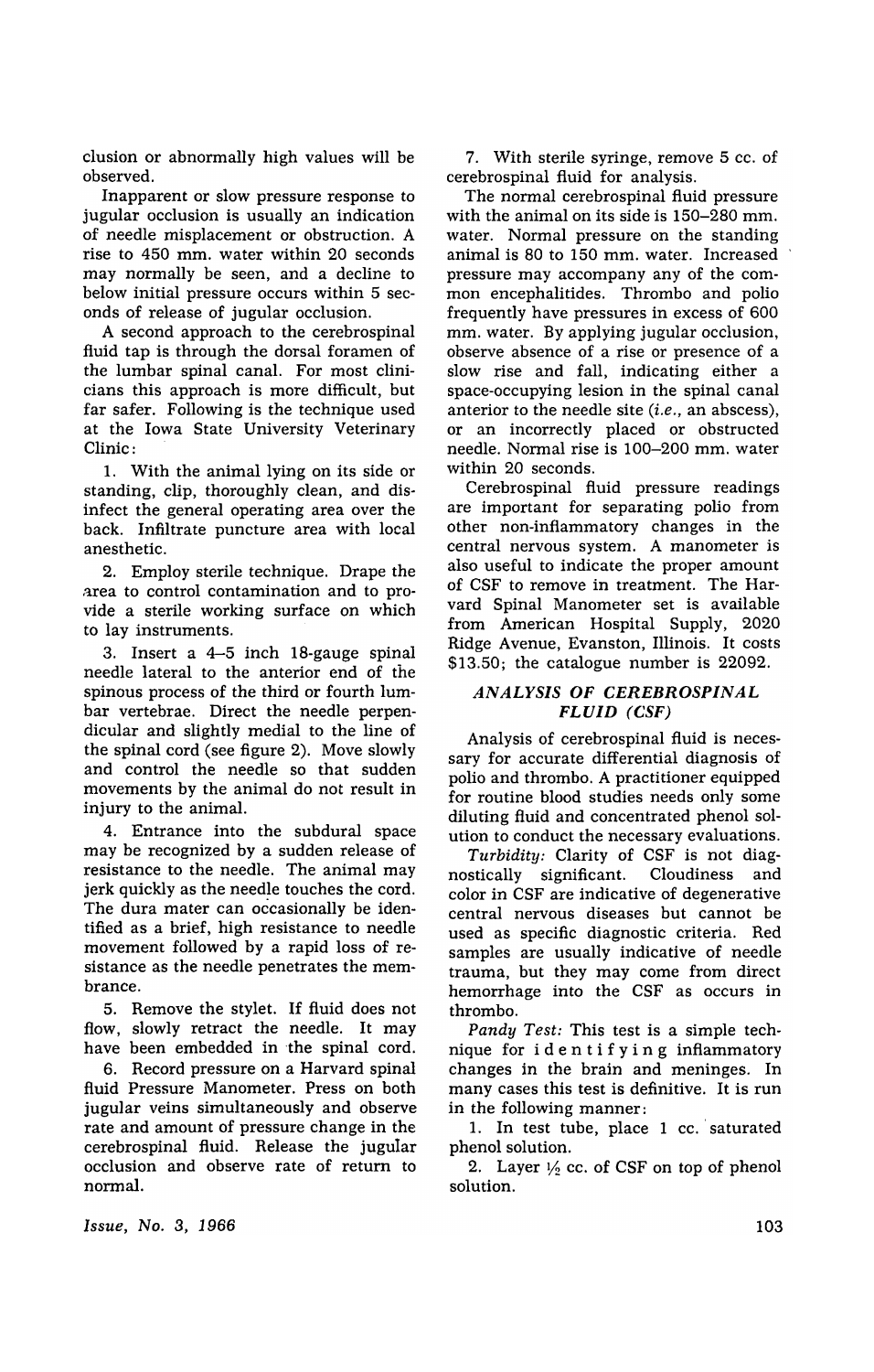clusion or abnormally high values will be observed.

Inapparent or slow pressure response to jugular occlusion is usually an indication of needle misplacement or obstruction. A rise to 450 mm. water within 20 seconds may normally be seen, and a decline to below initial pressure occurs within 5 seconds of release of jugular occlusion.

A second approach to the cerebrospinal fluid tap is through the dorsal foramen of the lumbar spinal canal. For most clinicians this approach is more difficult, but far safer. Following is the technique used at the Iowa State University Veterinary Clinic:

1. With the animal lying on its side or standing, clip, thoroughly clean, and disinfect the general operating area over the back. Infiltrate puncture area with local anesthetic.

2. Employ sterile technique. Drape the area to control contamination and to provide a sterile working surface on which to lay instruments.

3. Insert a 4–5 inch 18-gauge spinal needle lateral to the anterior end of the spinous process of the third or fourth lumbar vertebrae. Direct the needle perpendicular and slightly medial to the line of the spinal cord (see figure 2). Move slowly and control the needle so that sudden movements by the animal do not result in injury to the animal.

4. Entrance into the subdural space may be recognized by a sudden release of resistance to the needle. The animal may jerk quickly as the needle touches the cord. The dura mater can occasionally be identified as a brief, high resistance to needle movement followed by a rapid loss of resistance as the needle penetrates the membrane.

5. Remove the stylet. If fluid does not flow, slowly retract the needle. It may have been embedded in the spinal cord.

6. Record pressure on a Harvard spinal fluid Pressure Manometer. Press on both jugular veins simultaneously and observe rate and amount of pressure change in the cerebrospinal fluid. Release the jugular occlusion and observe rate of return to normal.

7. With sterile syringe, remove 5 cc. of cerebrospinal fluid for analysis.

The normal cerebrospinal fluid pressure with the animal on its side is 150–280 mm. water. Normal pressure on the standing animal is 80 to 150 mm. water. Increased pressure may accompany any of the common encephalitides. Thrombo and polio frequently have pressures in excess of 600 mm. water. By applying jugular occlusion, observe absence of a rise or presence of a slow rise and fall, indicating either a space-occupying lesion in the spinal canal anterior to the needle site (*i.e.*, an abscess), or an incorrectly placed or obstructed needle. Normal rise is 100–200 mm. water within 20 seconds.

Cerebrospinal fluid pressure readings are important for separating polio from other non-inflammatory changes in the central nervous system. A manometer is also useful to indicate the proper amount of CSF to remove in treatment. The Harvard Spinal Manometer set is available from American Hospital Supply, 2020 Ridge Avenue, Evanston, Illinois. It costs $13.50; the catalogue number is 22092.

## *ANALYSIS OF CEREBROSPINAL FLUID (CSF)*

Analysis of cerebrospinal fluid is necessary for accurate differential diagnosis of polio and thrombo. A practitioner equipped for routine blood studies needs only some diluting fluid and concentrated phenol solution to conduct the necessary evaluations.

*Turbidity:* Clarity of CSF is not diagnostically significant. Cloudiness and color in CSF are indicative of degenerative central nervous diseases but cannot be used as specific diagnostic criteria. Red samples are usually indicative of needle trauma, but they may come from direct hemorrhage into the CSF as occurs in thrombo.

*Pandy Test:* This test is a simple technique for identifying inflammatory changes in the brain and meninges. In many cases this test is definitive. It is run in the following manner:

1. In test tube, place 1 cc. saturated phenol solution.

2. Layer ½ cc. of CSF on top of phenol solution.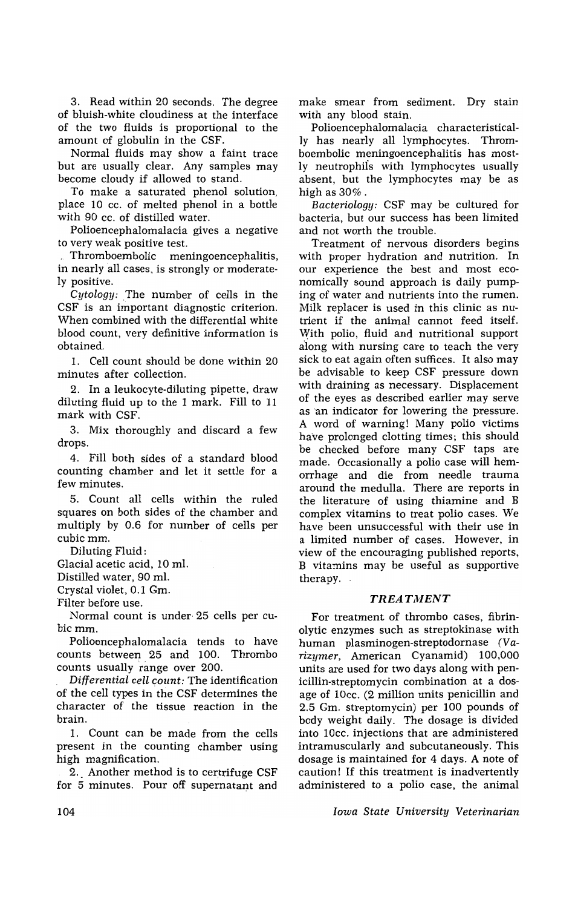3. Read within 20 seconds. The degree of bluish-white cloudiness at the interface of the two fluids is proportional to the amount of globulin in the CSF.

Normal fluids may show a faint trace but are usually clear. Any samples may become cloudy if allowed to stand.

To make a saturated phenol solution, place 10 cc. of melted phenol in a bottle with 90 cc. of distilled water.

Polioencephalomalacia gives a negative to very weak positive test.

Thromboembolic meningoencephalitis, in nearly all cases, is strongly or moderately positive.

*Cytology:* The number of cells in the CSF is an important diagnostic criterion. When combined with the differential white blood count, very definitive information is obtained.

1. Cell count should be done within 20 minutes after collection.

2. In a leukocyte-diluting pipette, draw diluting fluid up to the 1 mark. Fill to 11 mark with CSF.

3. Mix thoroughly and discard a few drops.

4. Fill both sides of a standard blood counting chamber and let it settle for a few minutes.

5. Count all cells within the ruled squares on both sides of the chamber and multiply by 0.6 for number of cells per cubic mm.

Diluting Fluid:
Glacial acetic acid, 10 ml.
Distilled water, 90 ml.
Crystal violet, 0.1 Gm.
Filter before use.

Normal count is under 25 cells per cubic mm.

Polioencephalomalacia tends to have counts between 25 and 100. Thrombo counts usually range over 200.

*Differential cell count:* The identification of the cell types in the CSF determines the character of the tissue reaction in the brain.

1. Count can be made from the cells present in the counting chamber using high magnification.

2. Another method is to centrifuge CSF for 5 minutes. Pour off supernatant and make smear from sediment. Dry stain with any blood stain.

Polioencephalomalacia characteristically has nearly all lymphocytes. Thromboembolic meningoencephalitis has mostly neutrophils with lymphocytes usually absent, but the lymphocytes may be as high as 30%.

*Bacteriology:* CSF may be cultured for bacteria, but our success has been limited and not worth the trouble.

Treatment of nervous disorders begins with proper hydration and nutrition. In our experience the best and most economically sound approach is daily pumping of water and nutrients into the rumen. Milk replacer is used in this clinic as nutrient if the animal cannot feed itself. With polio, fluid and nutritional support along with nursing care to teach the very sick to eat again often suffices. It also may be advisable to keep CSF pressure down with draining as necessary. Displacement of the eyes as described earlier may serve as an indicator for lowering the pressure. A word of warning! Many polio victims have prolonged clotting times; this should be checked before many CSF taps are made. Occasionally a polio case will hemorrhage and die from needle trauma around the medulla. There are reports in the literature of using thiamine and B complex vitamins to treat polio cases. We have been unsuccessful with their use in a limited number of cases. However, in view of the encouraging published reports, B vitamins may be useful as supportive therapy.

### *TREATMENT*

For treatment of thrombo cases, fibrinolytic enzymes such as streptokinase with human plasminogen-streptodornase (*Varizymer*, American Cyanamid) 100,000 units are used for two days along with penicillin-streptomycin combination at a dosage of 10cc. (2 million units penicillin and 2.5 Gm. streptomycin) per 100 pounds of body weight daily. The dosage is divided into 10cc. injections that are administered intramuscularly and subcutaneously. This dosage is maintained for 4 days. A note of caution! If this treatment is inadvertently administered to a polio case, the animal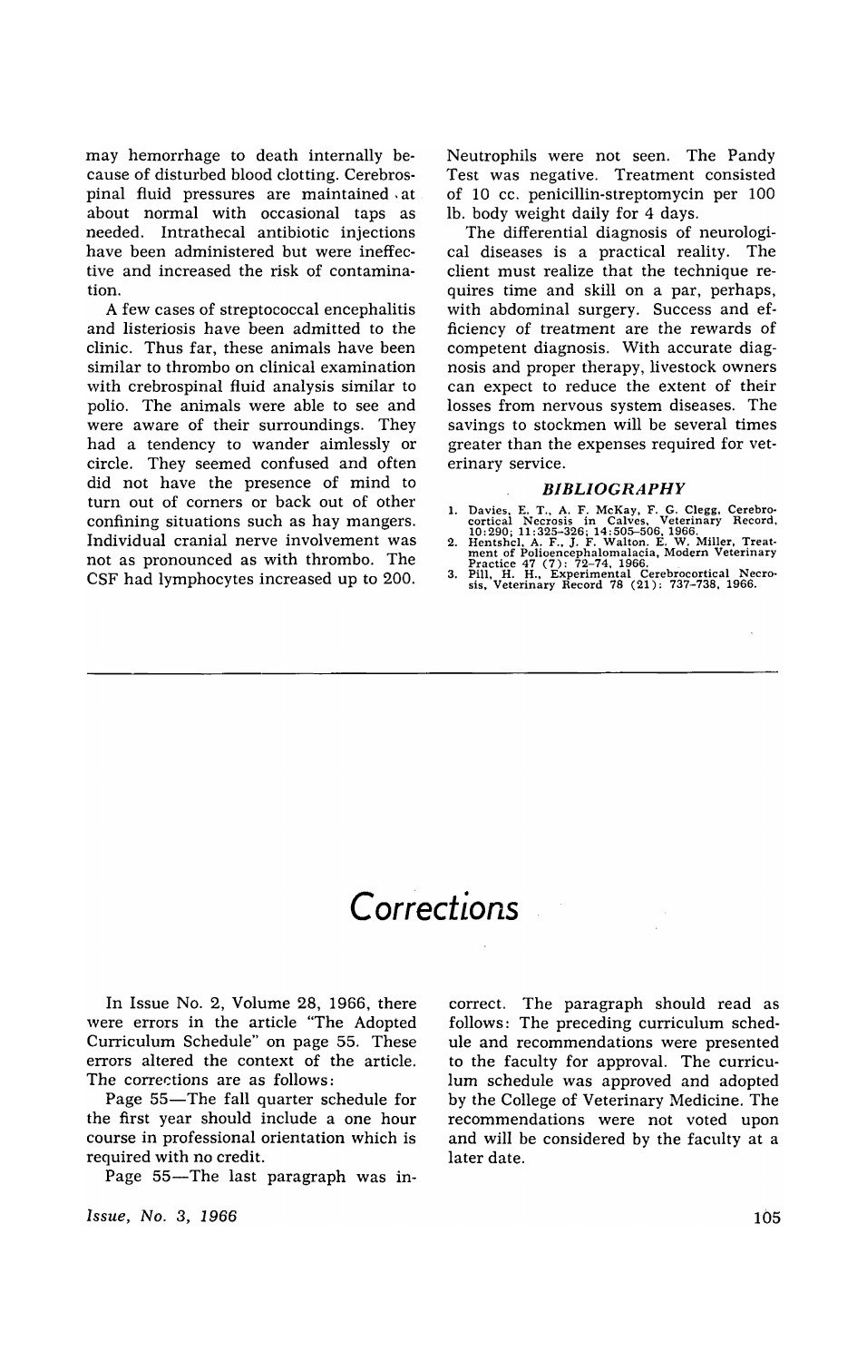may hemorrhage to death internally because of disturbed blood clotting. Cerebrospinal fluid pressures are maintained at about normal with occasional taps as needed. Intrathecal antibiotic injections have been administered but were ineffective and increased the risk of contamination.

A few cases of streptococcal encephalitis and listeriosis have been admitted to the clinic. Thus far, these animals have been similar to thrombo on clinical examination with crebrospinal fluid analysis similar to polio. The animals were able to see and were aware of their surroundings. They had a tendency to wander aimlessly or circle. They seemed confused and often did not have the presence of mind to turn out of corners or back out of other confining situations such as hay mangers. Individual cranial nerve involvement was not as pronounced as with thrombo. The CSF had lymphocytes increased up to 200. Neutrophils were not seen. The Pandy Test was negative. Treatment consisted of 10 cc. penicillin-streptomycin per 100 lb. body weight daily for 4 days.

The differential diagnosis of neurological diseases is a practical reality. The client must realize that the technique requires time and skill on a par, perhaps, with abdominal surgery. Success and efficiency of treatment are the rewards of competent diagnosis. With accurate diagnosis and proper therapy, livestock owners can expect to reduce the extent of their losses from nervous system diseases. The savings to stockmen will be several times greater than the expenses required for veterinary service.

### *BIBLIOGRAPHY*

1. Davies, E. T., A. F. McKay, F. G. Clegg, Cerebrocortical Necrosis in Calves, Veterinary Record, 10:290; 11:325-326; 14:505-506, 1966.
2. Hentshcl, A. F., J. F. Walton, E. W. Miller, Treatment of Polioencephalomalacia, Modern Veterinary Practice 47 (7): 72-74, 1966.
3. Pill, H. H., Experimental Cerebrocortical Necrosis, Veterinary Record 78 (21): 737-738, 1966.

# Corrections

In Issue No. 2, Volume 28, 1966, there were errors in the article "The Adopted Curriculum Schedule" on page 55. These errors altered the context of the article. The corrections are as follows:

Page 55—The fall quarter schedule for the first year should include a one hour course in professional orientation which is required with no credit.

Page 55—The last paragraph was incorrect. The paragraph should read as follows: The preceding curriculum schedule and recommendations were presented to the faculty for approval. The curriculum schedule was approved and adopted by the College of Veterinary Medicine. The recommendations were not voted upon and will be considered by the faculty at a later date.